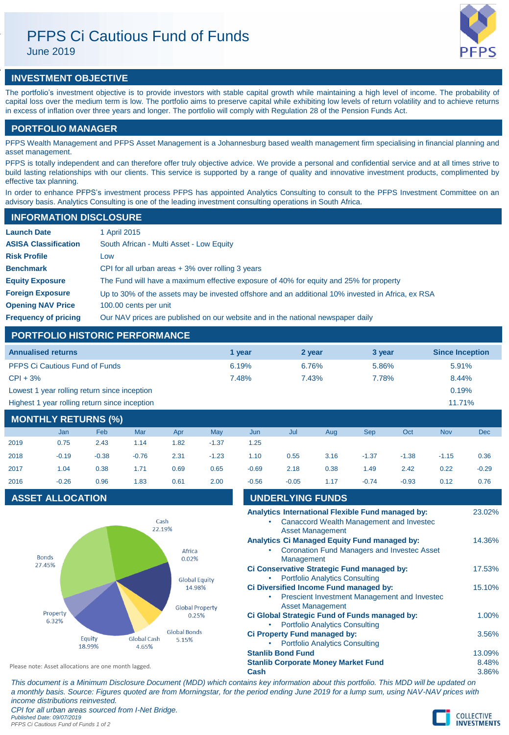# PFPS Ci Cautious Fund of Funds

June 2019

## INVESTMENT OBJECTIVE

The portfolio's investment objective is to provide investors with stable capital growth while maintaining a high level of income. The probability of capital loss over the medium term is low. The portfolio aims to preserve capital while exhibiting low levels of return volatility and to achieve returns in excess of inflation over three years and longer. The portfolio will comply with Regulation 28 of the Pension Funds Act.

## PORTFOLIO MANAGER

PFPS Wealth Management and PFPS Asset Management is a Johannesburg based wealth management firm specialising in financial planning and asset management.

PFPS is totally independent and can therefore offer truly objective advice. We provide a personal and confidential service and at all times strive to build lasting relationships with our clients. This service is supported by a range of quality and innovative investment products, complimented by effective tax planning.

In order to enhance PFPS's investment process PFPS has appointed Analytics Consulting to consult to the PFPS Investment Committee on an advisory basis. Analytics Consulting is one of the leading investment consulting operations in South Africa.

## INFORMATION DISCLOSURE

| | |
|---|---|
| **Launch Date** | 1 April 2015 |
| **ASISA Classification** | South African - Multi Asset - Low Equity |
| **Risk Profile** | Low |
| **Benchmark** | CPI for all urban areas + 3% over rolling 3 years |
| **Equity Exposure** | The Fund will have a maximum effective exposure of 40% for equity and 25% for property |
| **Foreign Exposure** | Up to 30% of the assets may be invested offshore and an additional 10% invested in Africa, ex RSA |
| **Opening NAV Price** | 100.00 cents per unit |
| **Frequency of pricing** | Our NAV prices are published on our website and in the national newspaper daily |

## PORTFOLIO HISTORIC PERFORMANCE

| Annualised returns | 1 year | 2 year | 3 year | Since Inception |
|---|---|---|---|---|
| PFPS Ci Cautious Fund of Funds | 6.19% | 6.76% | 5.86% | 5.91% |
| CPI + 3% | 7.48% | 7.43% | 7.78% | 8.44% |
| Lowest 1 year rolling return since inception | | | | 0.19% |
| Highest 1 year rolling return since inception | | | | 11.71% |

## MONTHLY RETURNS (%)

| | Jan | Feb | Mar | Apr | May | Jun | Jul | Aug | Sep | Oct | Nov | Dec |
|---|---|---|---|---|---|---|---|---|---|---|---|---|
| 2019 | 0.75 | 2.43 | 1.14 | 1.82 | -1.37 | 1.25 | | | | | | |
| 2018 | -0.19 | -0.38 | -0.76 | 2.31 | -1.23 | 1.10 | 0.55 | 3.16 | -1.37 | -1.38 | -1.15 | 0.36 |
| 2017 | 1.04 | 0.38 | 1.71 | 0.69 | 0.65 | -0.69 | 2.18 | 0.38 | 1.49 | 2.42 | 0.22 | -0.29 |
| 2016 | -0.26 | 0.96 | 1.83 | 0.61 | 2.00 | -0.56 | -0.05 | 1.17 | -0.74 | -0.93 | 0.12 | 0.76 |

## ASSET ALLOCATION

| Asset | Allocation |
|---|---|
| Cash | 22.19% |
| Africa | 0.02% |
| Global Equity | 14.98% |
| Global Property | 0.25% |
| Global Bonds | 5.15% |
| Global Cash | 4.65% |
| Equity | 18.99% |
| Property | 6.32% |
| Bonds | 27.45% |

Please note: Asset allocations are one month lagged.

## UNDERLYING FUNDS

| Fund | Weight |
|---|---|
| **Analytics International Flexible Fund managed by:** <br>• Canaccord Wealth Management and Investec Asset Management | 23.02% |
| **Analytics Ci Managed Equity Fund managed by:** <br>• Coronation Fund Managers and Investec Asset Management | 14.36% |
| **Ci Conservative Strategic Fund managed by:** <br>• Portfolio Analytics Consulting | 17.53% |
| **Ci Diversified Income Fund managed by:** <br>• Prescient Investment Management and Investec Asset Management | 15.10% |
| **Ci Global Strategic Fund of Funds managed by:** <br>• Portfolio Analytics Consulting | 1.00% |
| **Ci Property Fund managed by:** <br>• Portfolio Analytics Consulting | 3.56% |
| **Stanlib Bond Fund** | 13.09% |
| **Stanlib Corporate Money Market Fund** | 8.48% |
| **Cash** | 3.86% |

*This document is a Minimum Disclosure Document (MDD) which contains key information about this portfolio. This MDD will be updated on a monthly basis. Source: Figures quoted are from Morningstar, for the period ending June 2019 for a lump sum, using NAV-NAV prices with income distributions reinvested.*

*CPI for all urban areas sourced from I-Net Bridge.*

*Published Date: 09/07/2019*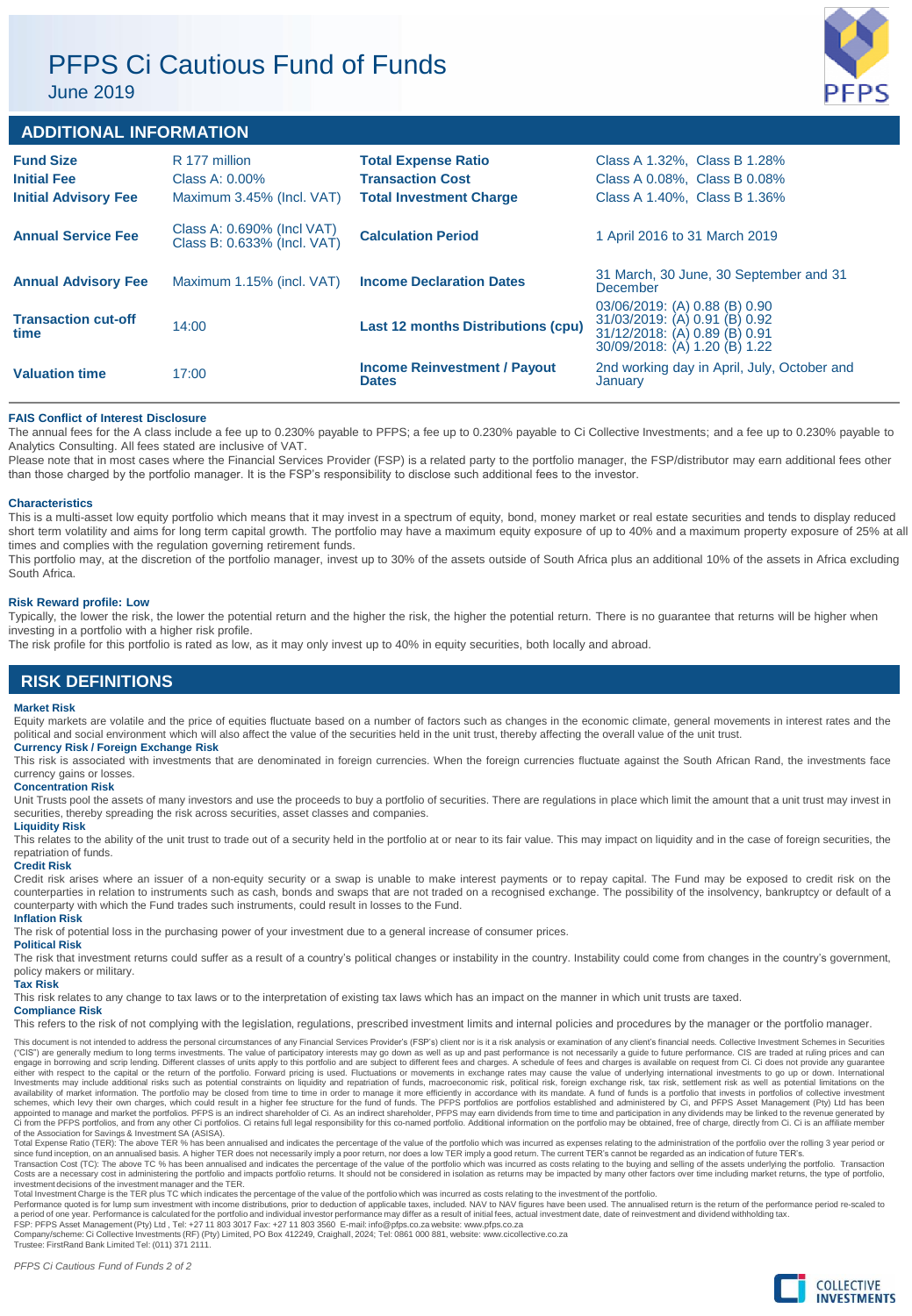# PFPS Ci Cautious Fund of Funds

June 2019

## ADDITIONAL INFORMATION

| | | | |
|---|---|---|---|
| **Fund Size** | R 177 million | **Total Expense Ratio** | Class A 1.32%, Class B 1.28% |
| **Initial Fee** | Class A: 0.00% | **Transaction Cost** | Class A 0.08%, Class B 0.08% |
| **Initial Advisory Fee** | Maximum 3.45% (Incl. VAT) | **Total Investment Charge** | Class A 1.40%, Class B 1.36% |
| **Annual Service Fee** | Class A: 0.690% (Incl VAT) Class B: 0.633% (Incl. VAT) | **Calculation Period** | 1 April 2016 to 31 March 2019 |
| **Annual Advisory Fee** | Maximum 1.15% (incl. VAT) | **Income Declaration Dates** | 31 March, 30 June, 30 September and 31 December |
| **Transaction cut-off time** | 14:00 | **Last 12 months Distributions (cpu)** | 03/06/2019: (A) 0.88 (B) 0.90<br>31/03/2019: (A) 0.91 (B) 0.92<br>31/12/2018: (A) 0.89 (B) 0.91<br>30/09/2018: (A) 1.20 (B) 1.22 |
| **Valuation time** | 17:00 | **Income Reinvestment / Payout Dates** | 2nd working day in April, July, October and January |

**FAIS Conflict of Interest Disclosure**

The annual fees for the A class include a fee up to 0.230% payable to PFPS; a fee up to 0.230% payable to Ci Collective Investments; and a fee up to 0.230% payable to Analytics Consulting. All fees stated are inclusive of VAT.

Please note that in most cases where the Financial Services Provider (FSP) is a related party to the portfolio manager, the FSP/distributor may earn additional fees other than those charged by the portfolio manager. It is the FSP's responsibility to disclose such additional fees to the investor.

**Characteristics**

This is a multi-asset low equity portfolio which means that it may invest in a spectrum of equity, bond, money market or real estate securities and tends to display reduced short term volatility and aims for long term capital growth. The portfolio may have a maximum equity exposure of up to 40% and a maximum property exposure of 25% at all times and complies with the regulation governing retirement funds.

This portfolio may, at the discretion of the portfolio manager, invest up to 30% of the assets outside of South Africa plus an additional 10% of the assets in Africa excluding South Africa.

**Risk Reward profile: Low**

Typically, the lower the risk, the lower the potential return and the higher the risk, the higher the potential return. There is no guarantee that returns will be higher when investing in a portfolio with a higher risk profile.

The risk profile for this portfolio is rated as low, as it may only invest up to 40% in equity securities, both locally and abroad.

## RISK DEFINITIONS

**Market Risk**

Equity markets are volatile and the price of equities fluctuate based on a number of factors such as changes in the economic climate, general movements in interest rates and the political and social environment which will also affect the value of the securities held in the unit trust, thereby affecting the overall value of the unit trust.

**Currency Risk / Foreign Exchange Risk**

This risk is associated with investments that are denominated in foreign currencies. When the foreign currencies fluctuate against the South African Rand, the investments face currency gains or losses.

**Concentration Risk**

Unit Trusts pool the assets of many investors and use the proceeds to buy a portfolio of securities. There are regulations in place which limit the amount that a unit trust may invest in securities, thereby spreading the risk across securities, asset classes and companies.

**Liquidity Risk**

This relates to the ability of the unit trust to trade out of a security held in the portfolio at or near to its fair value. This may impact on liquidity and in the case of foreign securities, the repatriation of funds.

**Credit Risk**

Credit risk arises where an issuer of a non-equity security or a swap is unable to make interest payments or to repay capital. The Fund may be exposed to credit risk on the counterparties in relation to instruments such as cash, bonds and swaps that are not traded on a recognised exchange. The possibility of the insolvency, bankruptcy or default of a counterparty with which the Fund trades such instruments, could result in losses to the Fund.

**Inflation Risk**

The risk of potential loss in the purchasing power of your investment due to a general increase of consumer prices.

**Political Risk**

The risk that investment returns could suffer as a result of a country's political changes or instability in the country. Instability could come from changes in the country's government, policy makers or military.

**Tax Risk**

This risk relates to any change to tax laws or to the interpretation of existing tax laws which has an impact on the manner in which unit trusts are taxed.

**Compliance Risk**

This refers to the risk of not complying with the legislation, regulations, prescribed investment limits and internal policies and procedures by the manager or the portfolio manager.

This document is not intended to address the personal circumstances of any Financial Services Provider's (FSP's) client nor is it a risk analysis or examination of any client's financial needs. Collective Investment Schemes in Securities ("CIS") are generally medium to long terms investments. The value of participatory interests may go down as well as up and past performance is not necessarily a guide to future performance. CIS are traded at ruling prices and can engage in borrowing and scrip lending. Different classes of units apply to this portfolio and are subject to different fees and charges. A schedule of fees and charges is available on request from Ci. Ci does not provide any guarantee either with respect to the capital or the return of the portfolio. Forward pricing is used. Fluctuations or movements in exchange rates may cause the value of underlying international investments to go up or down. International Investments may include additional risks such as potential constraints on liquidity and repatriation of funds, macroeconomic risk, political risk, foreign exchange risk, tax risk, settlement risk as well as potential limitations on the availability of market information. The portfolio may be closed from time to time in order to manage it more efficiently in accordance with its mandate. A fund of funds is a portfolio that invests in portfolios of collective investment schemes, which levy their own charges, which could result in a higher fee structure for the fund of funds. The PFPS portfolios are portfolios established and administered by Ci, and PFPS Asset Management (Pty) Ltd has been appointed to manage and market the portfolios. PFPS is an indirect shareholder of Ci. As an indirect shareholder, PFPS may earn dividends from time to time and participation in any dividends may be linked to the revenue generated by Ci from the PFPS portfolios, and from any other Ci portfolios. Ci retains full legal responsibility for this co-named portfolio. Additional information on the portfolio may be obtained, free of charge, directly from Ci. Ci is an affiliate member of the Association for Savings & Investment SA (ASISA).

Total Expense Ratio (TER): The above TER % has been annualised and indicates the percentage of the value of the portfolio which was incurred as expenses relating to the administration of the portfolio over the rolling 3 year period or since fund inception, on an annualised basis. A higher TER does not necessarily imply a poor return, nor does a low TER imply a good return. The current TER's cannot be regarded as an indication of future TER's.

Transaction Cost (TC): The above TC % has been annualised and indicates the percentage of the value of the portfolio which was incurred as costs relating to the buying and selling of the assets underlying the portfolio. Transaction Costs are a necessary cost in administering the portfolio and impacts portfolio returns. It should not be considered in isolation as returns may be impacted by many other factors over time including market returns, the type of portfolio, investment decisions of the investment manager and the TER.

Total Investment Charge is the TER plus TC which indicates the percentage of the value of the portfolio which was incurred as costs relating to the investment of the portfolio.

Performance quoted is for lump sum investment with income distributions, prior to deduction of applicable taxes, included. NAV to NAV figures have been used. The annualised return is the return of the performance period re-scaled to a period of one year. Performance is calculated for the portfolio and individual investor performance may differ as a result of initial fees, actual investment date, date of reinvestment and dividend withholding tax.

FSP: PFPS Asset Management (Pty) Ltd , Tel: +27 11 803 3017 Fax: +27 11 803 3560 E-mail: info@pfps.co.za website: www.pfps.co.za

Company/scheme: Ci Collective Investments (RF) (Pty) Limited, PO Box 412249, Craighall, 2024; Tel: 0861 000 881, website: www.cicollective.co.za

Trustee: FirstRand Bank Limited Tel: (011) 371 2111.